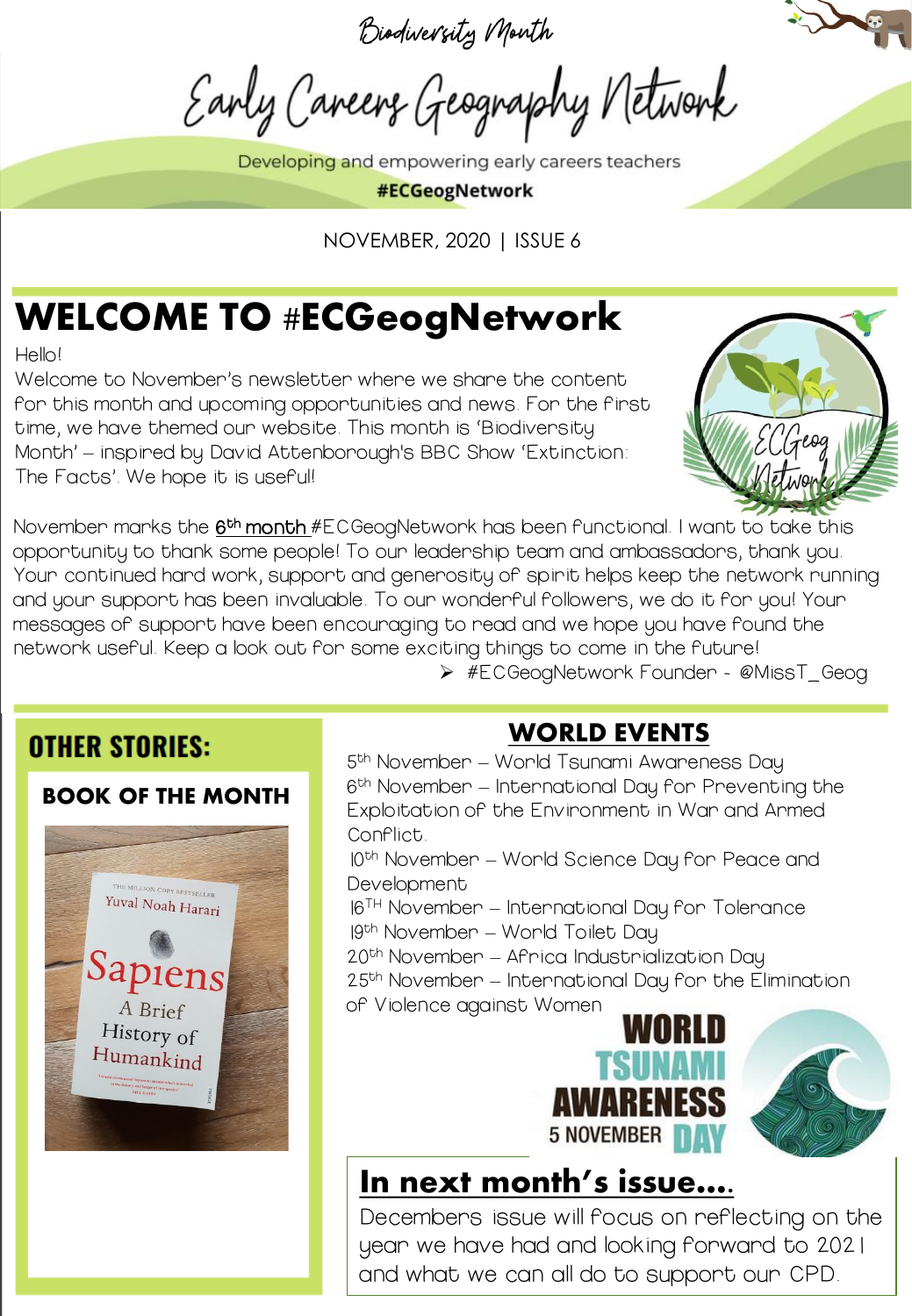Biodiversity Month

# Early Careers Geography Network

Developing and empowering early careers teachers

**#ECGeogNetwork**

NOVEMBER, 2020 | ISSUE 6

## WELCOME TO #ECGeogNetwork

Hello!

Welcome to November's newsletter where we share the content for this month and upcoming opportunities and news. For the first time, we have themed our website. This month is 'Biodiversity Month' – inspired by David Attenborough's BBC Show 'Extinction: The Facts'. We hope it is useful!

November marks the 6th month #ECGeogNetwork has been functional. I want to take this opportunity to thank some people! To our leadership team and ambassadors, thank you. Your continued hard work, support and generosity of spirit helps keep the network running and your support has been invaluable. To our wonderful followers, we do it for you! Your messages of support have been encouraging to read and we hope you have found the network useful. Keep a look out for some exciting things to come in the future!

- #ECGeogNetwork Founder - @MissT_Geog

## OTHER STORIES:

### BOOK OF THE MONTH

Yuval Noah Harari – Sapiens: A Brief History of Humankind

## WORLD EVENTS

5th November – World Tsunami Awareness Day
6th November – International Day for Preventing the Exploitation of the Environment in War and Armed Conflict
10th November – World Science Day for Peace and Development
16TH November – International Day for Tolerance
19th November – World Toilet Day
20th November – Africa Industrialization Day
25th November – International Day for the Elimination of Violence against Women

WORLD TSUNAMI AWARENESS DAY – 5 NOVEMBER

## In next month's issue….

Decembers issue will focus on reflecting on the year we have had and looking forward to 2021 and what we can all do to support our CPD.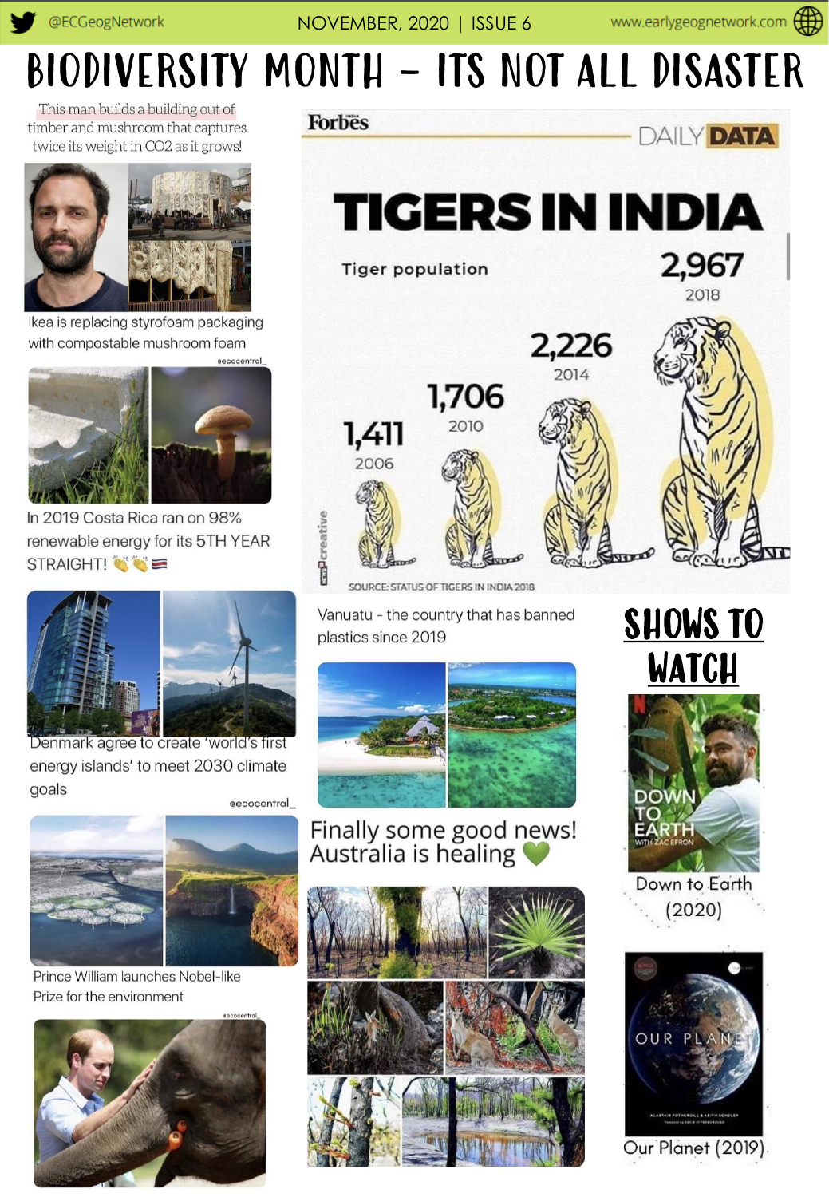# BIODIVERSITY MONTH – ITS NOT ALL DISASTER

This man builds a building out of timber and mushroom that captures twice its weight in $CO_2$ as it grows!

Ikea is replacing styrofoam packaging with compostable mushroom foam

In 2019 Costa Rica ran on 98% renewable energy for its 5TH YEAR STRAIGHT! 👏👏🇨🇷

Denmark agree to create 'world's first energy islands' to meet 2030 climate goals

Prince William launches Nobel-like Prize for the environment

Forbes DAILY DATA

## TIGERS IN INDIA

Tiger population

| Year | Population |
|---|---|
| 2006 | 1,411 |
| 2010 | 1,706 |
| 2014 | 2,226 |
| 2018 | 2,967 |

SOURCE: STATUS OF TIGERS IN INDIA 2018

Vanuatu - the country that has banned plastics since 2019

Finally some good news! Australia is healing 💚

## SHOWS TO WATCH

Down to Earth (2020)

Our Planet (2019)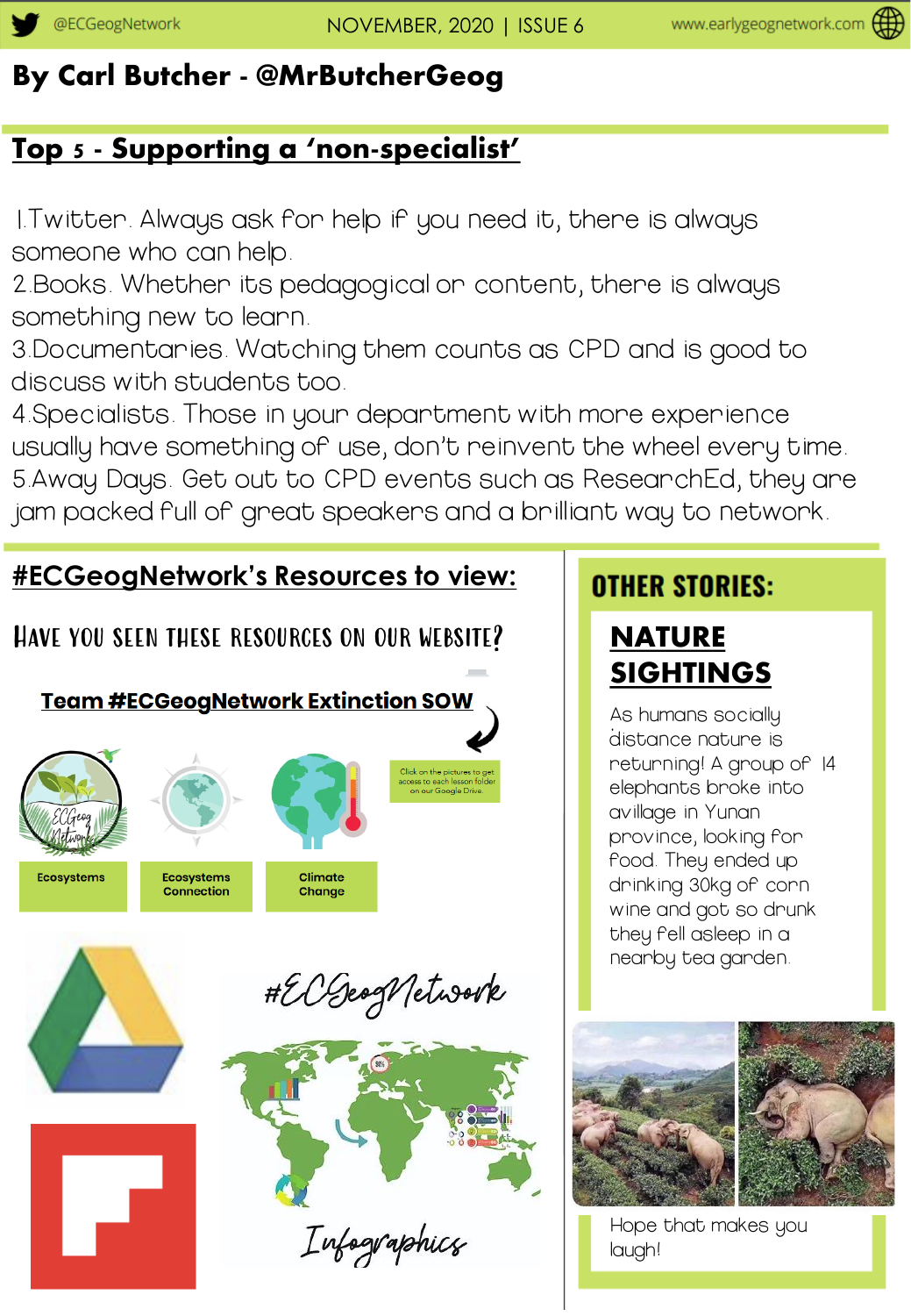By Carl Butcher - @MrButcherGeog

## Top 5 - Supporting a 'non-specialist'

1. Twitter. Always ask for help if you need it, there is always someone who can help.
2. Books. Whether its pedagogical or content, there is always something new to learn.
3. Documentaries. Watching them counts as CPD and is good to discuss with students too.
4. Specialists. Those in your department with more experience usually have something of use, don't reinvent the wheel every time.
5. Away Days. Get out to CPD events such as ResearchEd, they are jam packed full of great speakers and a brilliant way to network.

## #ECGeogNetwork's Resources to view:

### Have you seen these resources on our website?

**Team #ECGeogNetwork Extinction SOW**

Click on the pictures to get access to each lesson folder on our Google Drive.

Ecosystems

Ecosystems Connection

Climate Change

#ECGeogNetwork

Infographics

## OTHER STORIES:

### NATURE SIGHTINGS

As humans socially distance nature is returning! A group of 14 elephants broke into a village in Yunan province, looking for food. They ended up drinking 30kg of corn wine and got so drunk they fell asleep in a nearby tea garden.

Hope that makes you laugh!